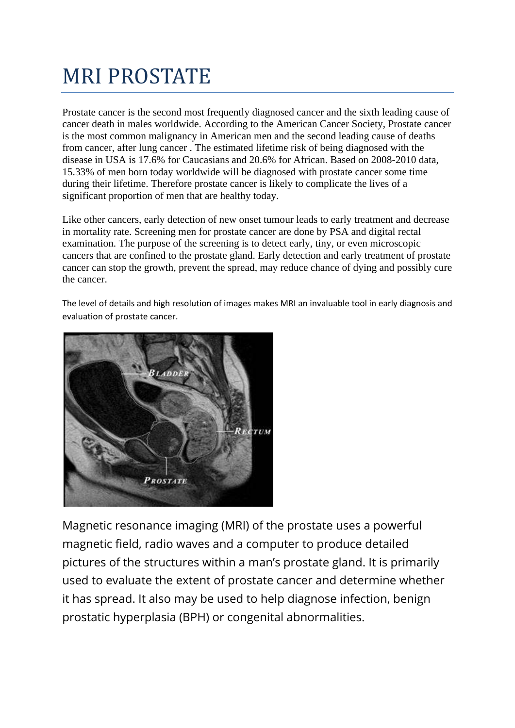# MRI PROSTATE

Prostate cancer is the second most frequently diagnosed cancer and the sixth leading cause of cancer death in males worldwide. According to the American Cancer Society, Prostate cancer is the most common malignancy in American men and the second leading cause of deaths from cancer, after lung cancer . The estimated lifetime risk of being diagnosed with the disease in USA is 17.6% for Caucasians and 20.6% for African. Based on 2008-2010 data, 15.33% of men born today worldwide will be diagnosed with prostate cancer some time during their lifetime. Therefore prostate cancer is likely to complicate the lives of a significant proportion of men that are healthy today.

Like other cancers, early detection of new onset tumour leads to early treatment and decrease in mortality rate. Screening men for prostate cancer are done by PSA and digital rectal examination. The purpose of the screening is to detect early, tiny, or even microscopic cancers that are confined to the prostate gland. Early detection and early treatment of prostate cancer can stop the growth, prevent the spread, may reduce chance of dying and possibly cure the cancer.

The level of details and high resolution of images makes MRI an invaluable tool in early diagnosis and evaluation of prostate cancer.

Magnetic resonance imaging (MRI) of the prostate uses a powerful magnetic field, radio waves and a computer to produce detailed pictures of the structures within a man's prostate gland. It is primarily used to evaluate the extent of prostate cancer and determine whether it has spread. It also may be used to help diagnose infection, benign prostatic hyperplasia (BPH) or congenital abnormalities.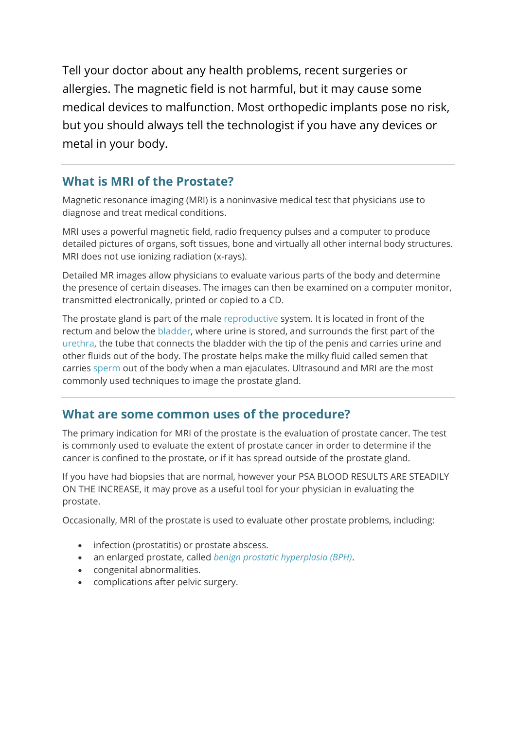Tell your doctor about any health problems, recent surgeries or allergies. The magnetic field is not harmful, but it may cause some medical devices to malfunction. Most orthopedic implants pose no risk, but you should always tell the technologist if you have any devices or metal in your body.

## What is MRI of the Prostate?

Magnetic resonance imaging (MRI) is a noninvasive medical test that physicians use to diagnose and treat medical conditions.

MRI uses a powerful magnetic field, radio frequency pulses and a computer to produce detailed pictures of organs, soft tissues, bone and virtually all other internal body structures. MRI does not use ionizing radiation (x-rays).

Detailed MR images allow physicians to evaluate various parts of the body and determine the presence of certain diseases. The images can then be examined on a computer monitor, transmitted electronically, printed or copied to a CD.

The prostate gland is part of the male reproductive system. It is located in front of the rectum and below the bladder, where urine is stored, and surrounds the first part of the urethra, the tube that connects the bladder with the tip of the penis and carries urine and other fluids out of the body. The prostate helps make the milky fluid called semen that carries sperm out of the body when a man ejaculates. Ultrasound and MRI are the most commonly used techniques to image the prostate gland.

## What are some common uses of the procedure?

The primary indication for MRI of the prostate is the evaluation of prostate cancer. The test is commonly used to evaluate the extent of prostate cancer in order to determine if the cancer is confined to the prostate, or if it has spread outside of the prostate gland.

If you have had biopsies that are normal, however your PSA BLOOD RESULTS ARE STEADILY ON THE INCREASE, it may prove as a useful tool for your physician in evaluating the prostate.

Occasionally, MRI of the prostate is used to evaluate other prostate problems, including:

- infection (prostatitis) or prostate abscess.
- an enlarged prostate, called *benign prostatic hyperplasia (BPH)*.
- congenital abnormalities.
- complications after pelvic surgery.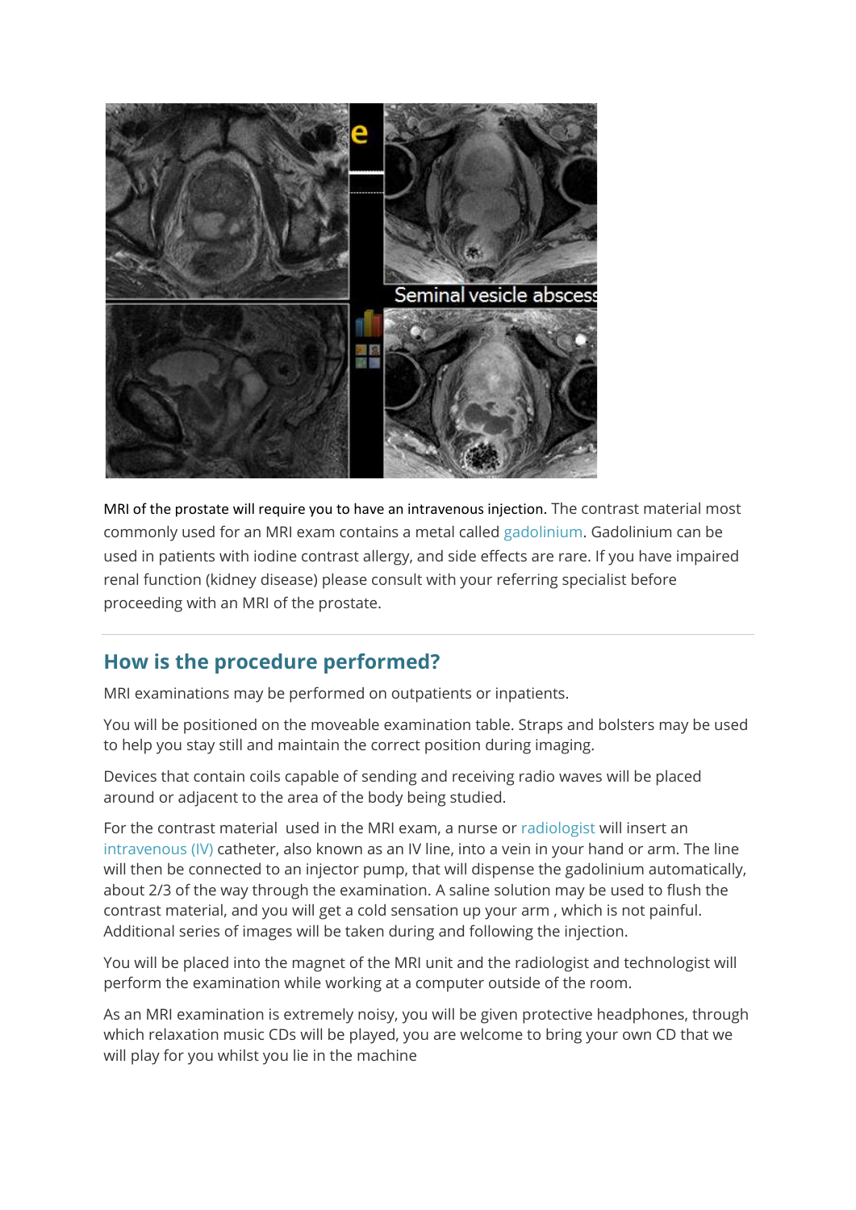MRI of the prostate will require you to have an intravenous injection. The contrast material most commonly used for an MRI exam contains a metal called gadolinium. Gadolinium can be used in patients with iodine contrast allergy, and side effects are rare. If you have impaired renal function (kidney disease) please consult with your referring specialist before proceeding with an MRI of the prostate.

## How is the procedure performed?

MRI examinations may be performed on outpatients or inpatients.

You will be positioned on the moveable examination table. Straps and bolsters may be used to help you stay still and maintain the correct position during imaging.

Devices that contain coils capable of sending and receiving radio waves will be placed around or adjacent to the area of the body being studied.

For the contrast material  used in the MRI exam, a nurse or radiologist will insert an intravenous (IV) catheter, also known as an IV line, into a vein in your hand or arm. The line will then be connected to an injector pump, that will dispense the gadolinium automatically, about 2/3 of the way through the examination. A saline solution may be used to flush the contrast material, and you will get a cold sensation up your arm , which is not painful. Additional series of images will be taken during and following the injection.

You will be placed into the magnet of the MRI unit and the radiologist and technologist will perform the examination while working at a computer outside of the room.

As an MRI examination is extremely noisy, you will be given protective headphones, through which relaxation music CDs will be played, you are welcome to bring your own CD that we will play for you whilst you lie in the machine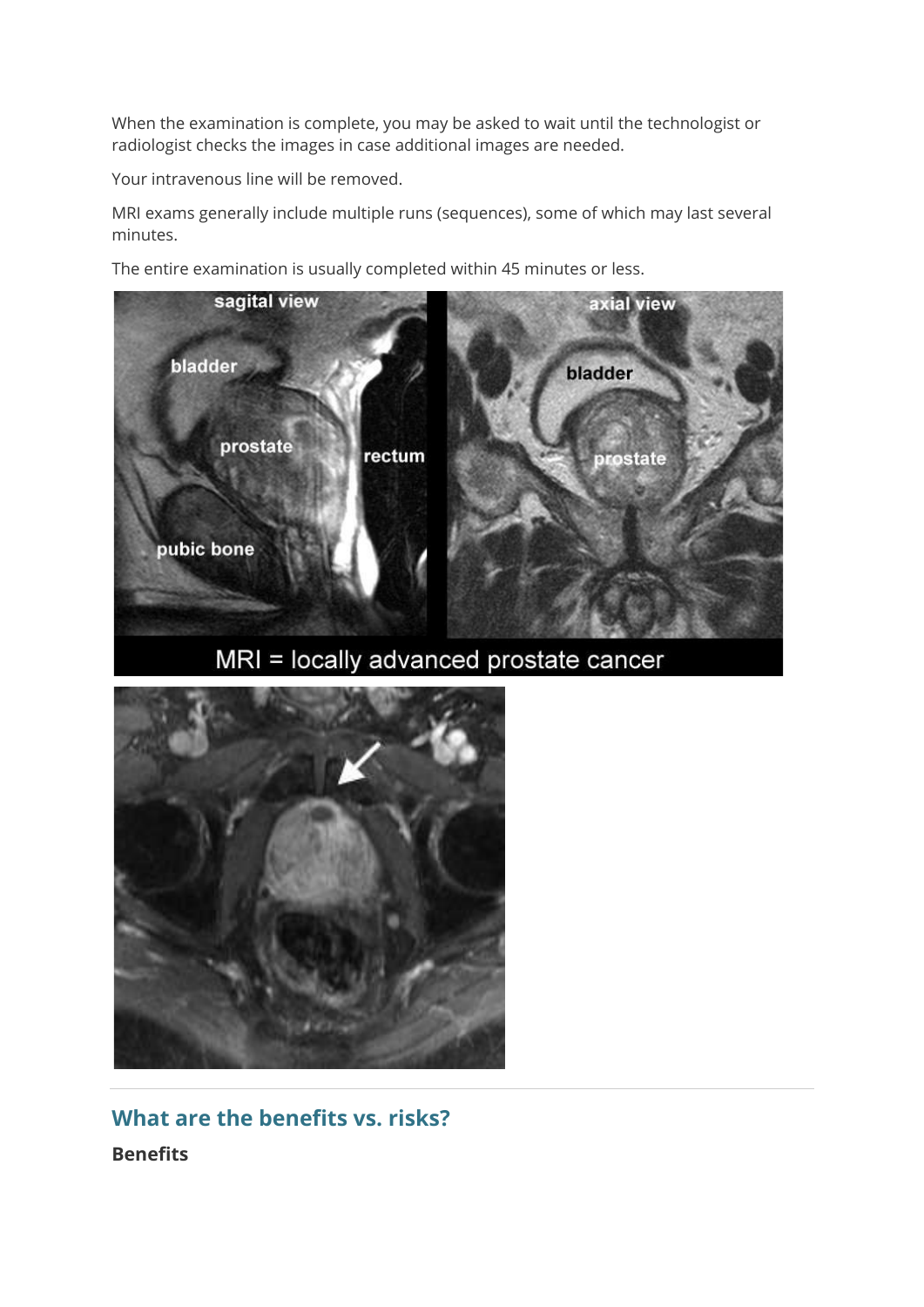When the examination is complete, you may be asked to wait until the technologist or radiologist checks the images in case additional images are needed.

Your intravenous line will be removed.

MRI exams generally include multiple runs (sequences), some of which may last several minutes.

The entire examination is usually completed within 45 minutes or less.

## What are the benefits vs. risks?

### Benefits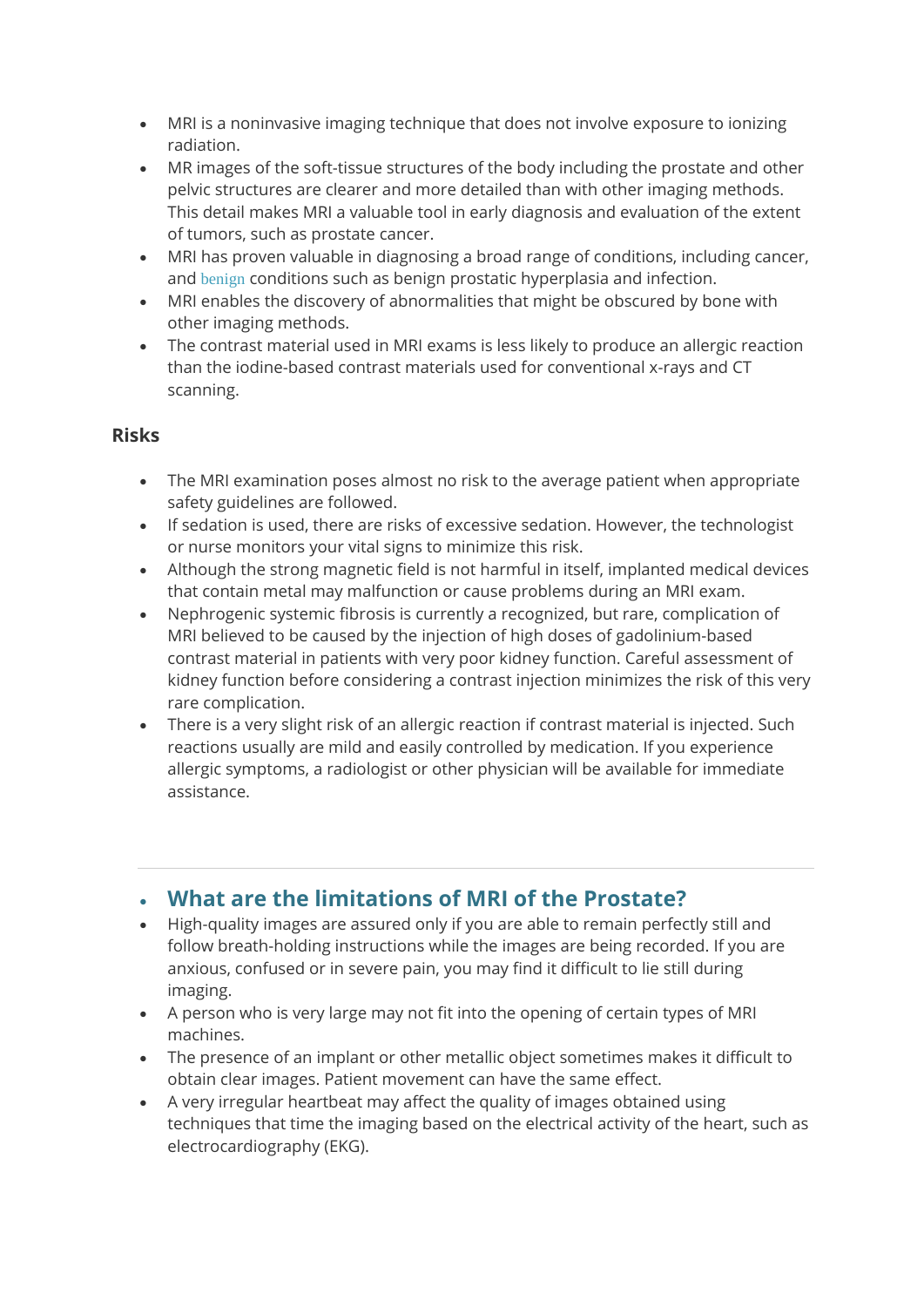- MRI is a noninvasive imaging technique that does not involve exposure to ionizing radiation.
- MR images of the soft-tissue structures of the body including the prostate and other pelvic structures are clearer and more detailed than with other imaging methods. This detail makes MRI a valuable tool in early diagnosis and evaluation of the extent of tumors, such as prostate cancer.
- MRI has proven valuable in diagnosing a broad range of conditions, including cancer, and benign conditions such as benign prostatic hyperplasia and infection.
- MRI enables the discovery of abnormalities that might be obscured by bone with other imaging methods.
- The contrast material used in MRI exams is less likely to produce an allergic reaction than the iodine-based contrast materials used for conventional x-rays and CT scanning.

**Risks**

- The MRI examination poses almost no risk to the average patient when appropriate safety guidelines are followed.
- If sedation is used, there are risks of excessive sedation. However, the technologist or nurse monitors your vital signs to minimize this risk.
- Although the strong magnetic field is not harmful in itself, implanted medical devices that contain metal may malfunction or cause problems during an MRI exam.
- Nephrogenic systemic fibrosis is currently a recognized, but rare, complication of MRI believed to be caused by the injection of high doses of gadolinium-based contrast material in patients with very poor kidney function. Careful assessment of kidney function before considering a contrast injection minimizes the risk of this very rare complication.
- There is a very slight risk of an allergic reaction if contrast material is injected. Such reactions usually are mild and easily controlled by medication. If you experience allergic symptoms, a radiologist or other physician will be available for immediate assistance.

---

## What are the limitations of MRI of the Prostate?

- High-quality images are assured only if you are able to remain perfectly still and follow breath-holding instructions while the images are being recorded. If you are anxious, confused or in severe pain, you may find it difficult to lie still during imaging.
- A person who is very large may not fit into the opening of certain types of MRI machines.
- The presence of an implant or other metallic object sometimes makes it difficult to obtain clear images. Patient movement can have the same effect.
- A very irregular heartbeat may affect the quality of images obtained using techniques that time the imaging based on the electrical activity of the heart, such as electrocardiography (EKG).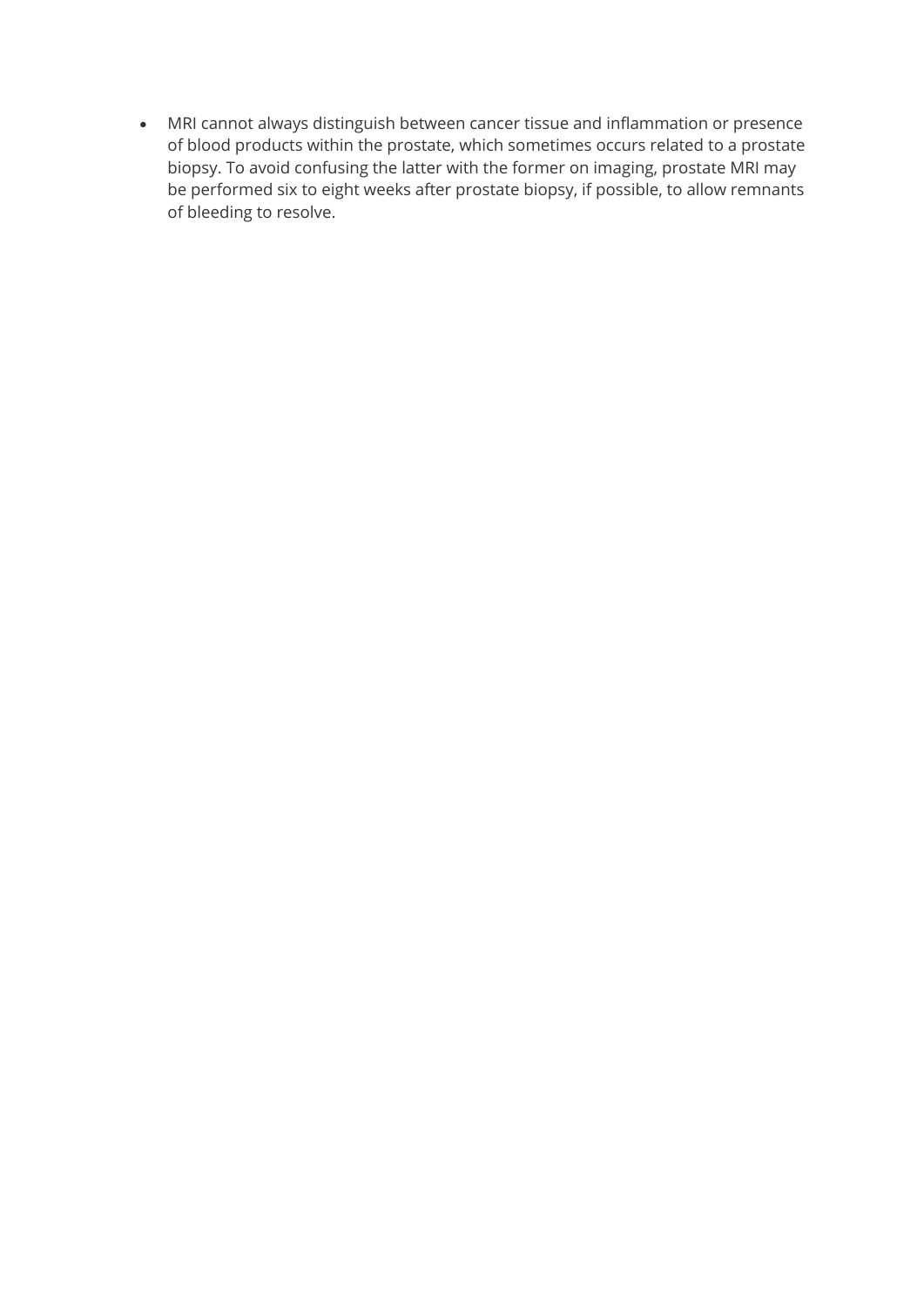- MRI cannot always distinguish between cancer tissue and inflammation or presence of blood products within the prostate, which sometimes occurs related to a prostate biopsy. To avoid confusing the latter with the former on imaging, prostate MRI may be performed six to eight weeks after prostate biopsy, if possible, to allow remnants of bleeding to resolve.